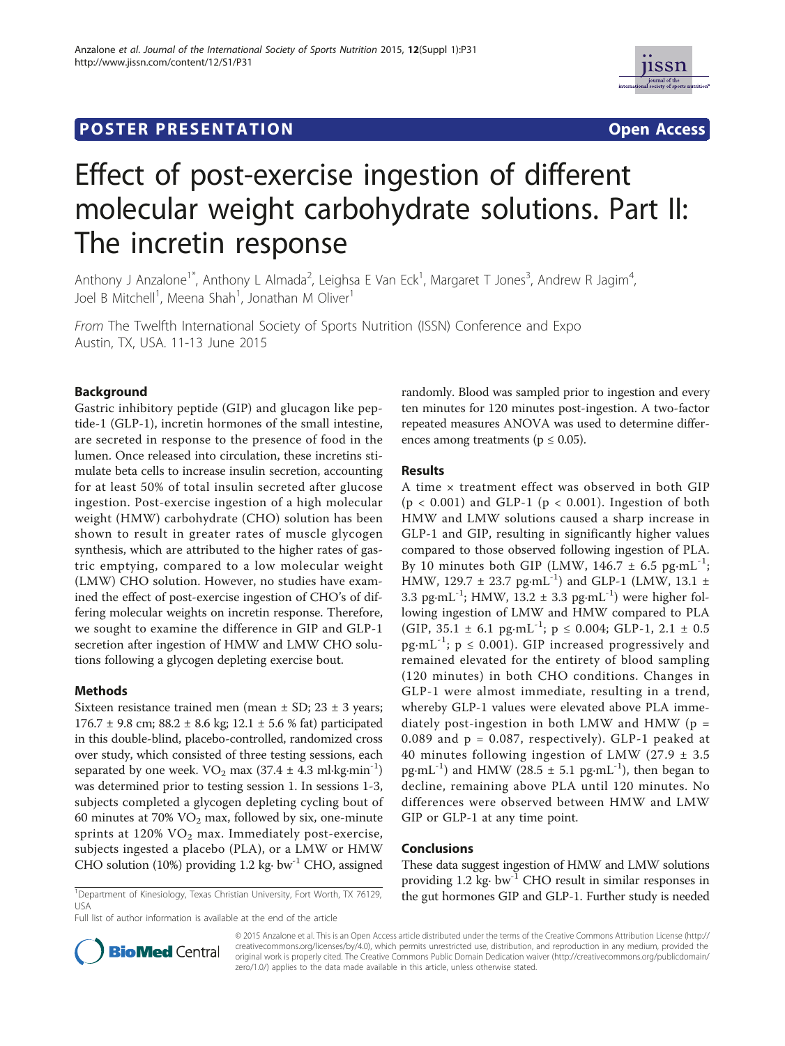POSTER PRESENTATION

Open Access

# Effect of post-exercise ingestion of different molecular weight carbohydrate solutions. Part II: The incretin response

Anthony J Anzalone[1*], Anthony L Almada[2], Leighsa E Van Eck[1], Margaret T Jones[3], Andrew R Jagim[4], Joel B Mitchell[1], Meena Shah[1], Jonathan M Oliver[1]

*From* The Twelfth International Society of Sports Nutrition (ISSN) Conference and Expo
Austin, TX, USA. 11-13 June 2015

## Background

Gastric inhibitory peptide (GIP) and glucagon like peptide-1 (GLP-1), incretin hormones of the small intestine, are secreted in response to the presence of food in the lumen. Once released into circulation, these incretins stimulate beta cells to increase insulin secretion, accounting for at least 50% of total insulin secreted after glucose ingestion. Post-exercise ingestion of a high molecular weight (HMW) carbohydrate (CHO) solution has been shown to result in greater rates of muscle glycogen synthesis, which are attributed to the higher rates of gastric emptying, compared to a low molecular weight (LMW) CHO solution. However, no studies have examined the effect of post-exercise ingestion of CHO's of differing molecular weights on incretin response. Therefore, we sought to examine the difference in GIP and GLP-1 secretion after ingestion of HMW and LMW CHO solutions following a glycogen depleting exercise bout.

## Methods

Sixteen resistance trained men (mean ± SD; 23 ± 3 years; 176.7 ± 9.8 cm; 88.2 ± 8.6 kg; 12.1 ± 5.6 % fat) participated in this double-blind, placebo-controlled, randomized cross over study, which consisted of three testing sessions, each separated by one week. $VO_2$ max (37.4 ± 4.3 ml·kg·min$^{-1}$) was determined prior to testing session 1. In sessions 1-3, subjects completed a glycogen depleting cycling bout of 60 minutes at 70% $VO_2$ max, followed by six, one-minute sprints at 120% $VO_2$ max. Immediately post-exercise, subjects ingested a placebo (PLA), or a LMW or HMW CHO solution (10%) providing 1.2 kg· bw$^{-1}$ CHO, assigned randomly. Blood was sampled prior to ingestion and every ten minutes for 120 minutes post-ingestion. A two-factor repeated measures ANOVA was used to determine differences among treatments ($p \leq 0.05$).

## Results

A time × treatment effect was observed in both GIP ($p < 0.001$) and GLP-1 ($p < 0.001$). Ingestion of both HMW and LMW solutions caused a sharp increase in GLP-1 and GIP, resulting in significantly higher values compared to those observed following ingestion of PLA. By 10 minutes both GIP (LMW, 146.7 ± 6.5 pg·mL$^{-1}$; HMW, 129.7 ± 23.7 pg·mL$^{-1}$) and GLP-1 (LMW, 13.1 ± 3.3 pg·mL$^{-1}$; HMW, 13.2 ± 3.3 pg·mL$^{-1}$) were higher following ingestion of LMW and HMW compared to PLA (GIP, 35.1 ± 6.1 pg·mL$^{-1}$; $p \leq 0.004$; GLP-1, 2.1 ± 0.5 pg·mL$^{-1}$; $p \leq 0.001$). GIP increased progressively and remained elevated for the entirety of blood sampling (120 minutes) in both CHO conditions. Changes in GLP-1 were almost immediate, resulting in a trend, whereby GLP-1 values were elevated above PLA immediately post-ingestion in both LMW and HMW ($p = 0.089$ and $p = 0.087$, respectively). GLP-1 peaked at 40 minutes following ingestion of LMW (27.9 ± 3.5 pg·mL$^{-1}$) and HMW (28.5 ± 5.1 pg·mL$^{-1}$), then began to decline, remaining above PLA until 120 minutes. No differences were observed between HMW and LMW GIP or GLP-1 at any time point.

## Conclusions

These data suggest ingestion of HMW and LMW solutions providing 1.2 kg· bw$^{-1}$ CHO result in similar responses in the gut hormones GIP and GLP-1. Further study is needed

[1]Department of Kinesiology, Texas Christian University, Fort Worth, TX 76129, USA

Full list of author information is available at the end of the article

© 2015 Anzalone et al. This is an Open Access article distributed under the terms of the Creative Commons Attribution License (http://creativecommons.org/licenses/by/4.0), which permits unrestricted use, distribution, and reproduction in any medium, provided the original work is properly cited. The Creative Commons Public Domain Dedication waiver (http://creativecommons.org/publicdomain/zero/1.0/) applies to the data made available in this article, unless otherwise stated.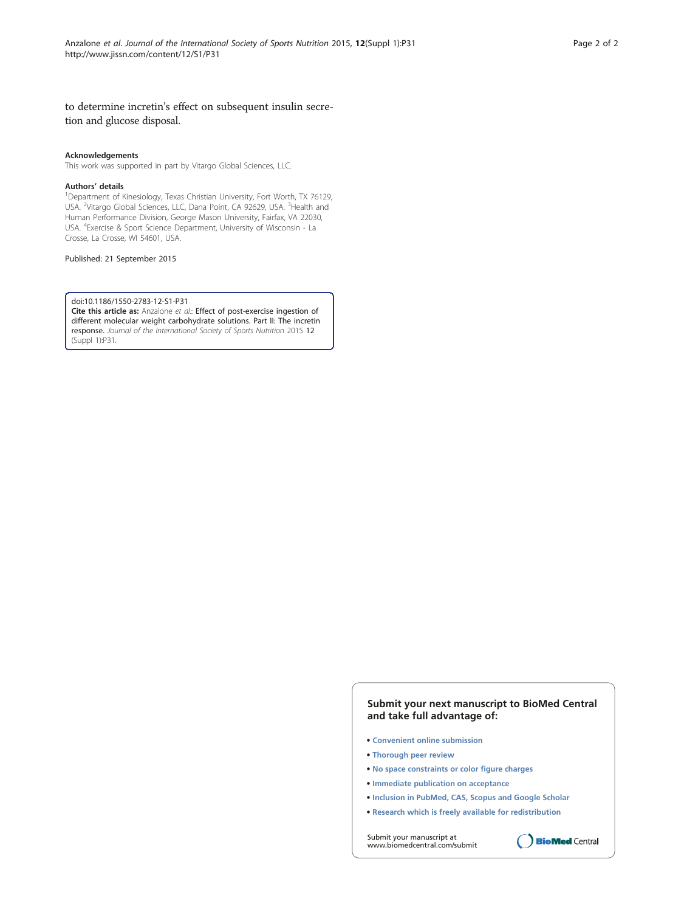to determine incretin's effect on subsequent insulin secretion and glucose disposal.

#### Acknowledgements

This work was supported in part by Vitargo Global Sciences, LLC.

#### Authors' details

[1]Department of Kinesiology, Texas Christian University, Fort Worth, TX 76129, USA. [2]Vitargo Global Sciences, LLC, Dana Point, CA 92629, USA. [3]Health and Human Performance Division, George Mason University, Fairfax, VA 22030, USA. [4]Exercise & Sport Science Department, University of Wisconsin - La Crosse, La Crosse, WI 54601, USA.

Published: 21 September 2015

doi:10.1186/1550-2783-12-S1-P31

**Cite this article as:** Anzalone *et al.*: Effect of post-exercise ingestion of different molecular weight carbohydrate solutions. Part II: The incretin response. *Journal of the International Society of Sports Nutrition* 2015 **12** (Suppl 1):P31.

**Submit your next manuscript to BioMed Central and take full advantage of:**

- **Convenient online submission**
- **Thorough peer review**
- **No space constraints or color figure charges**
- **Immediate publication on acceptance**
- **Inclusion in PubMed, CAS, Scopus and Google Scholar**
- **Research which is freely available for redistribution**

Submit your manuscript at www.biomedcentral.com/submit

BioMed Central